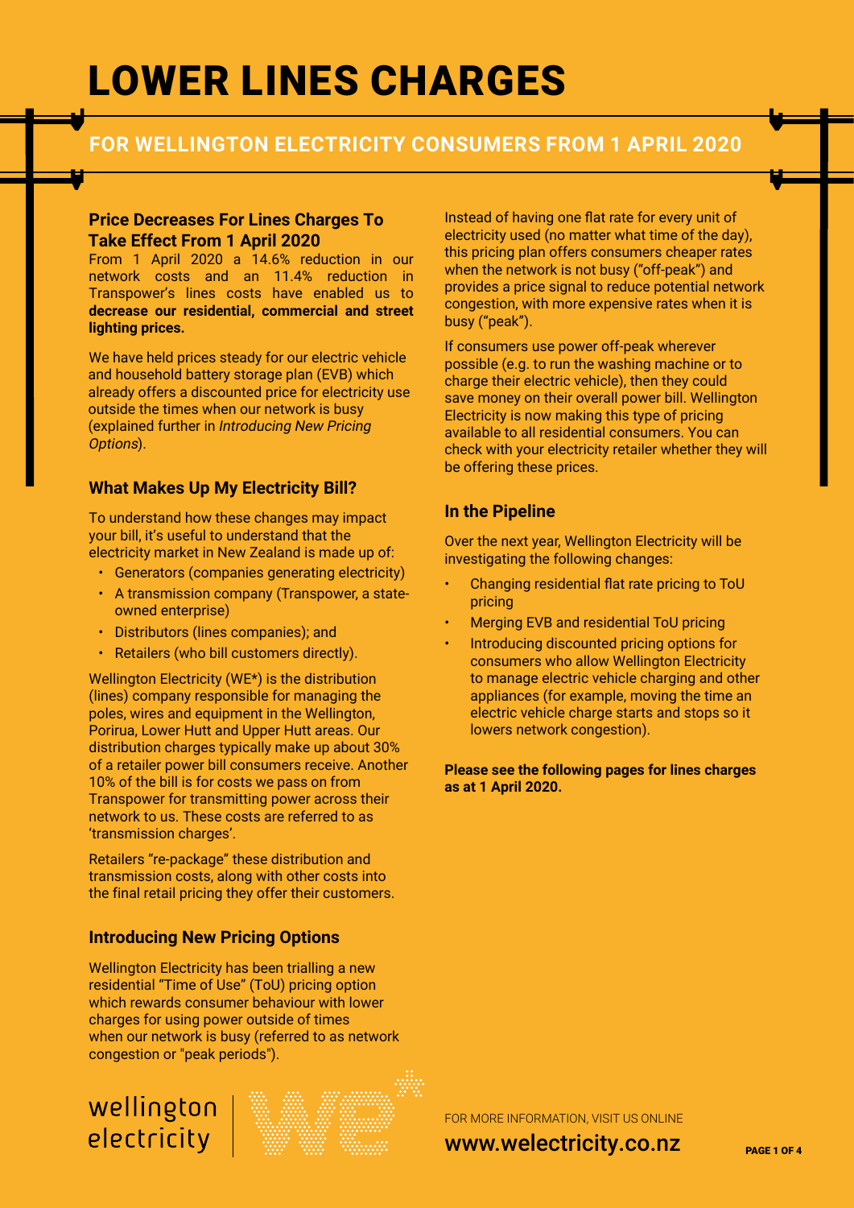# LOWER LINES CHARGES

## FOR WELLINGTON ELECTRICITY CONSUMERS FROM 1 APRIL 2020

### Price Decreases For Lines Charges To Take Effect From 1 April 2020

From 1 April 2020 a 14.6% reduction in our network costs and an 11.4% reduction in Transpower's lines costs have enabled us to **decrease our residential, commercial and street lighting prices.**

We have held prices steady for our electric vehicle and household battery storage plan (EVB) which already offers a discounted price for electricity use outside the times when our network is busy (explained further in *Introducing New Pricing Options*).

### What Makes Up My Electricity Bill?

To understand how these changes may impact your bill, it's useful to understand that the electricity market in New Zealand is made up of:

- Generators (companies generating electricity)
- A transmission company (Transpower, a state-owned enterprise)
- Distributors (lines companies); and
- Retailers (who bill customers directly).

Wellington Electricity (WE*) is the distribution (lines) company responsible for managing the poles, wires and equipment in the Wellington, Porirua, Lower Hutt and Upper Hutt areas. Our distribution charges typically make up about 30% of a retailer power bill consumers receive. Another 10% of the bill is for costs we pass on from Transpower for transmitting power across their network to us. These costs are referred to as 'transmission charges'.

Retailers "re-package" these distribution and transmission costs, along with other costs into the final retail pricing they offer their customers.

### Introducing New Pricing Options

Wellington Electricity has been trialling a new residential "Time of Use" (ToU) pricing option which rewards consumer behaviour with lower charges for using power outside of times when our network is busy (referred to as network congestion or "peak periods").

Instead of having one flat rate for every unit of electricity used (no matter what time of the day), this pricing plan offers consumers cheaper rates when the network is not busy ("off-peak") and provides a price signal to reduce potential network congestion, with more expensive rates when it is busy ("peak").

If consumers use power off-peak wherever possible (e.g. to run the washing machine or to charge their electric vehicle), then they could save money on their overall power bill. Wellington Electricity is now making this type of pricing available to all residential consumers. You can check with your electricity retailer whether they will be offering these prices.

### In the Pipeline

Over the next year, Wellington Electricity will be investigating the following changes:

- Changing residential flat rate pricing to ToU pricing
- Merging EVB and residential ToU pricing
- Introducing discounted pricing options for consumers who allow Wellington Electricity to manage electric vehicle charging and other appliances (for example, moving the time an electric vehicle charge starts and stops so it lowers network congestion).

**Please see the following pages for lines charges as at 1 April 2020.**

wellington electricity

FOR MORE INFORMATION, VISIT US ONLINE

www.welectricity.co.nz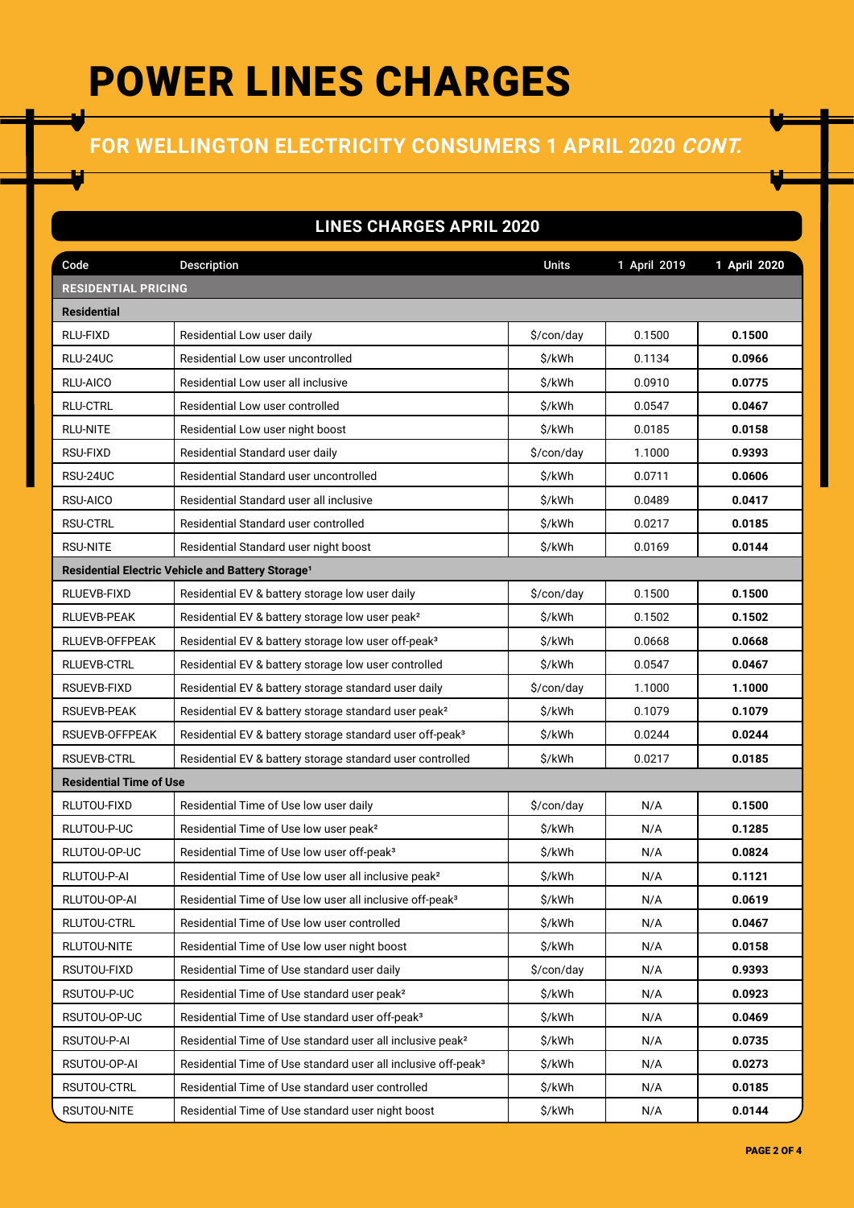# POWER LINES CHARGES

## FOR WELLINGTON ELECTRICITY CONSUMERS 1 APRIL 2020 *CONT.*

### LINES CHARGES APRIL 2020

| Code | Description | Units | 1 April 2019 | 1 April 2020 |
|---|---|---|---|---|
| **RESIDENTIAL PRICING** | | | | |
| **Residential** | | | | |
| RLU-FIXD | Residential Low user daily | $/con/day | 0.1500 | **0.1500** |
| RLU-24UC | Residential Low user uncontrolled | $/kWh | 0.1134 | **0.0966** |
| RLU-AICO | Residential Low user all inclusive | $/kWh | 0.0910 | **0.0775** |
| RLU-CTRL | Residential Low user controlled | $/kWh | 0.0547 | **0.0467** |
| RLU-NITE | Residential Low user night boost | $/kWh | 0.0185 | **0.0158** |
| RSU-FIXD | Residential Standard user daily | $/con/day | 1.1000 | **0.9393** |
| RSU-24UC | Residential Standard user uncontrolled | $/kWh | 0.0711 | **0.0606** |
| RSU-AICO | Residential Standard user all inclusive | $/kWh | 0.0489 | **0.0417** |
| RSU-CTRL | Residential Standard user controlled | $/kWh | 0.0217 | **0.0185** |
| RSU-NITE | Residential Standard user night boost | $/kWh | 0.0169 | **0.0144** |
| **Residential Electric Vehicle and Battery Storage[1]** | | | | |
| RLUEVB-FIXD | Residential EV & battery storage low user daily | $/con/day | 0.1500 | **0.1500** |
| RLUEVB-PEAK | Residential EV & battery storage low user peak[2] | $/kWh | 0.1502 | **0.1502** |
| RLUEVB-OFFPEAK | Residential EV & battery storage low user off-peak[3] | $/kWh | 0.0668 | **0.0668** |
| RLUEVB-CTRL | Residential EV & battery storage low user controlled | $/kWh | 0.0547 | **0.0467** |
| RSUEVB-FIXD | Residential EV & battery storage standard user daily | $/con/day | 1.1000 | **1.1000** |
| RSUEVB-PEAK | Residential EV & battery storage standard user peak[2] | $/kWh | 0.1079 | **0.1079** |
| RSUEVB-OFFPEAK | Residential EV & battery storage standard user off-peak[3] | $/kWh | 0.0244 | **0.0244** |
| RSUEVB-CTRL | Residential EV & battery storage standard user controlled | $/kWh | 0.0217 | **0.0185** |
| **Residential Time of Use** | | | | |
| RLUTOU-FIXD | Residential Time of Use low user daily | $/con/day | N/A | **0.1500** |
| RLUTOU-P-UC | Residential Time of Use low user peak[2] | $/kWh | N/A | **0.1285** |
| RLUTOU-OP-UC | Residential Time of Use low user off-peak[3] | $/kWh | N/A | **0.0824** |
| RLUTOU-P-AI | Residential Time of Use low user all inclusive peak[2] | $/kWh | N/A | **0.1121** |
| RLUTOU-OP-AI | Residential Time of Use low user all inclusive off-peak[3] | $/kWh | N/A | **0.0619** |
| RLUTOU-CTRL | Residential Time of Use low user controlled | $/kWh | N/A | **0.0467** |
| RLUTOU-NITE | Residential Time of Use low user night boost | $/kWh | N/A | **0.0158** |
| RSUTOU-FIXD | Residential Time of Use standard user daily | $/con/day | N/A | **0.9393** |
| RSUTOU-P-UC | Residential Time of Use standard user peak[2] | $/kWh | N/A | **0.0923** |
| RSUTOU-OP-UC | Residential Time of Use standard user off-peak[3] | $/kWh | N/A | **0.0469** |
| RSUTOU-P-AI | Residential Time of Use standard user all inclusive peak[2] | $/kWh | N/A | **0.0735** |
| RSUTOU-OP-AI | Residential Time of Use standard user all inclusive off-peak[3] | $/kWh | N/A | **0.0273** |
| RSUTOU-CTRL | Residential Time of Use standard user controlled | $/kWh | N/A | **0.0185** |
| RSUTOU-NITE | Residential Time of Use standard user night boost | $/kWh | N/A | **0.0144** |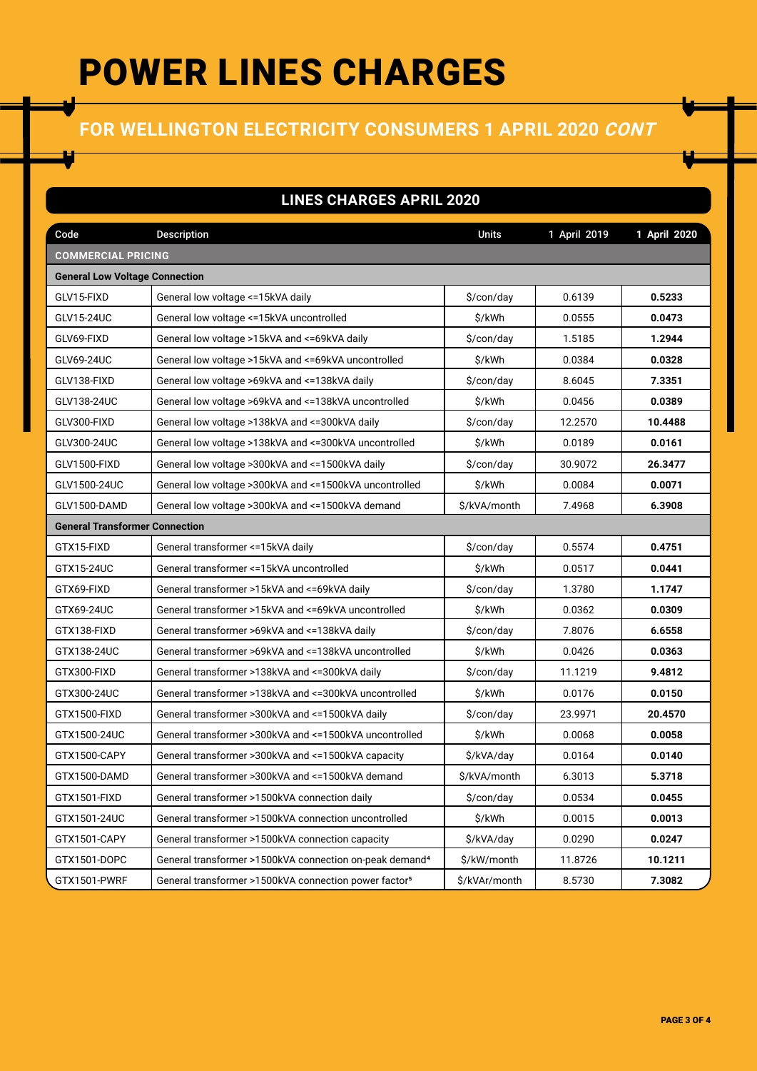# POWER LINES CHARGES

## FOR WELLINGTON ELECTRICITY CONSUMERS 1 APRIL 2020 *CONT*

### LINES CHARGES APRIL 2020

| Code | Description | Units | 1 April 2019 | 1 April 2020 |
|---|---|---|---|---|
| **COMMERCIAL PRICING** | | | | |
| **General Low Voltage Connection** | | | | |
| GLV15-FIXD | General low voltage <=15kVA daily | $/con/day | 0.6139 | **0.5233** |
| GLV15-24UC | General low voltage <=15kVA uncontrolled | $/kWh | 0.0555 | **0.0473** |
| GLV69-FIXD | General low voltage >15kVA and <=69kVA daily | $/con/day | 1.5185 | **1.2944** |
| GLV69-24UC | General low voltage >15kVA and <=69kVA uncontrolled | $/kWh | 0.0384 | **0.0328** |
| GLV138-FIXD | General low voltage >69kVA and <=138kVA daily | $/con/day | 8.6045 | **7.3351** |
| GLV138-24UC | General low voltage >69kVA and <=138kVA uncontrolled | $/kWh | 0.0456 | **0.0389** |
| GLV300-FIXD | General low voltage >138kVA and <=300kVA daily | $/con/day | 12.2570 | **10.4488** |
| GLV300-24UC | General low voltage >138kVA and <=300kVA uncontrolled | $/kWh | 0.0189 | **0.0161** |
| GLV1500-FIXD | General low voltage >300kVA and <=1500kVA daily | $/con/day | 30.9072 | **26.3477** |
| GLV1500-24UC | General low voltage >300kVA and <=1500kVA uncontrolled | $/kWh | 0.0084 | **0.0071** |
| GLV1500-DAMD | General low voltage >300kVA and <=1500kVA demand | $/kVA/month | 7.4968 | **6.3908** |
| **General Transformer Connection** | | | | |
| GTX15-FIXD | General transformer <=15kVA daily | $/con/day | 0.5574 | **0.4751** |
| GTX15-24UC | General transformer <=15kVA uncontrolled | $/kWh | 0.0517 | **0.0441** |
| GTX69-FIXD | General transformer >15kVA and <=69kVA daily | $/con/day | 1.3780 | **1.1747** |
| GTX69-24UC | General transformer >15kVA and <=69kVA uncontrolled | $/kWh | 0.0362 | **0.0309** |
| GTX138-FIXD | General transformer >69kVA and <=138kVA daily | $/con/day | 7.8076 | **6.6558** |
| GTX138-24UC | General transformer >69kVA and <=138kVA uncontrolled | $/kWh | 0.0426 | **0.0363** |
| GTX300-FIXD | General transformer >138kVA and <=300kVA daily | $/con/day | 11.1219 | **9.4812** |
| GTX300-24UC | General transformer >138kVA and <=300kVA uncontrolled | $/kWh | 0.0176 | **0.0150** |
| GTX1500-FIXD | General transformer >300kVA and <=1500kVA daily | $/con/day | 23.9971 | **20.4570** |
| GTX1500-24UC | General transformer >300kVA and <=1500kVA uncontrolled | $/kWh | 0.0068 | **0.0058** |
| GTX1500-CAPY | General transformer >300kVA and <=1500kVA capacity | $/kVA/day | 0.0164 | **0.0140** |
| GTX1500-DAMD | General transformer >300kVA and <=1500kVA demand | $/kVA/month | 6.3013 | **5.3718** |
| GTX1501-FIXD | General transformer >1500kVA connection daily | $/con/day | 0.0534 | **0.0455** |
| GTX1501-24UC | General transformer >1500kVA connection uncontrolled | $/kWh | 0.0015 | **0.0013** |
| GTX1501-CAPY | General transformer >1500kVA connection capacity | $/kVA/day | 0.0290 | **0.0247** |
| GTX1501-DOPC | General transformer >1500kVA connection on-peak demand[4] | $/kW/month | 11.8726 | **10.1211** |
| GTX1501-PWRF | General transformer >1500kVA connection power factor[5] | $/kVAr/month | 8.5730 | **7.3082** |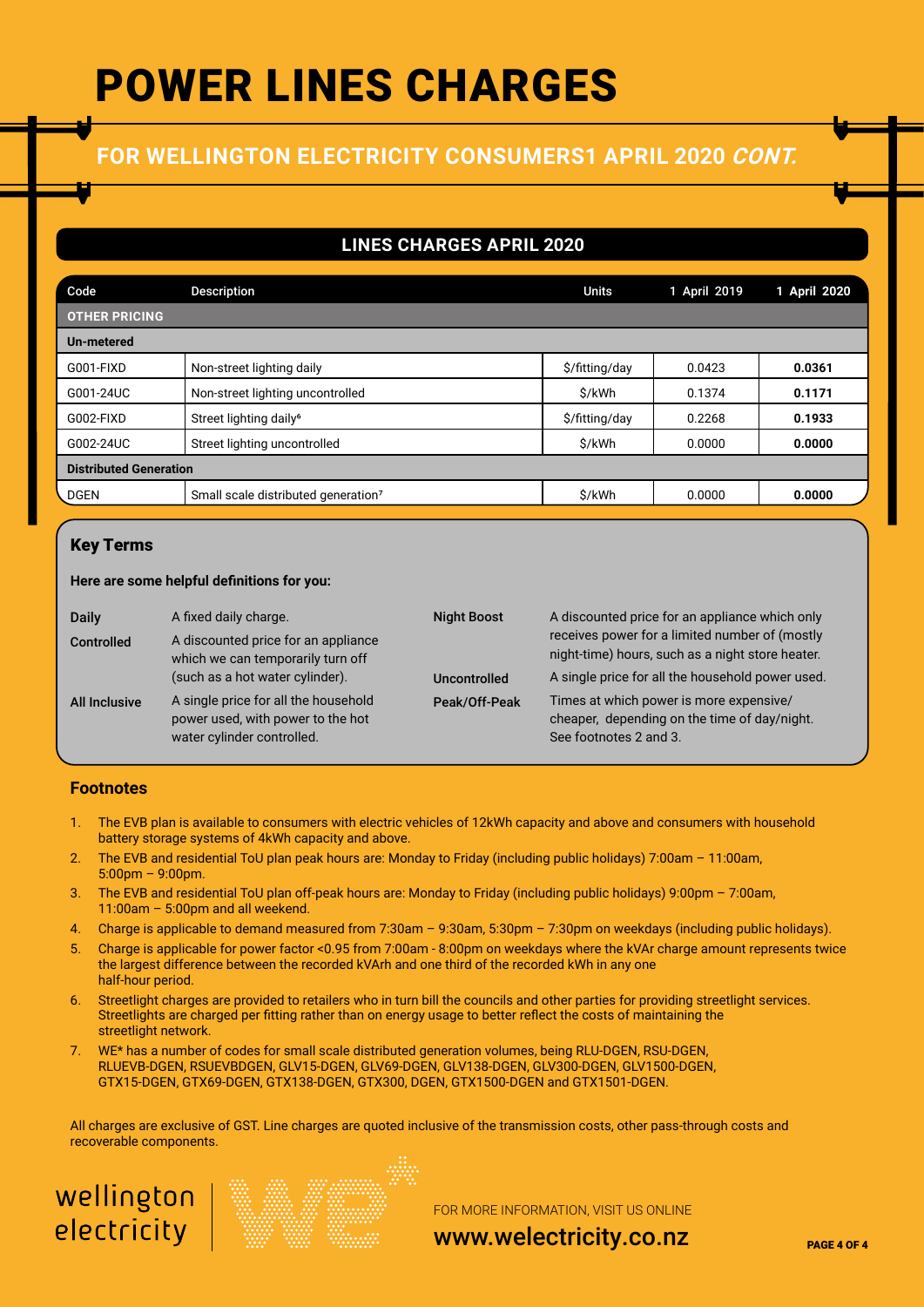# POWER LINES CHARGES

## FOR WELLINGTON ELECTRICITY CONSUMERS1 APRIL 2020 *CONT.*

### LINES CHARGES APRIL 2020

| Code | Description | Units | 1 April 2019 | 1 April 2020 |
|---|---|---|---|---|
| **OTHER PRICING** | | | | |
| **Un-metered** | | | | |
| G001-FIXD | Non-street lighting daily | $/fitting/day | 0.0423 | **0.0361** |
| G001-24UC | Non-street lighting uncontrolled | $/kWh | 0.1374 | **0.1171** |
| G002-FIXD | Street lighting daily[6] | $/fitting/day | 0.2268 | **0.1933** |
| G002-24UC | Street lighting uncontrolled | $/kWh | 0.0000 | **0.0000** |
| **Distributed Generation** | | | | |
| DGEN | Small scale distributed generation[7] | $/kWh | 0.0000 | **0.0000** |

### Key Terms

**Here are some helpful definitions for you:**

**Daily** A fixed daily charge.

**Controlled** A discounted price for an appliance which we can temporarily turn off (such as a hot water cylinder).

**All Inclusive** A single price for all the household power used, with power to the hot water cylinder controlled.

**Night Boost** A discounted price for an appliance which only receives power for a limited number of (mostly night-time) hours, such as a night store heater.

**Uncontrolled** A single price for all the household power used.

**Peak/Off-Peak** Times at which power is more expensive/ cheaper, depending on the time of day/night. See footnotes 2 and 3.

### Footnotes

1. The EVB plan is available to consumers with electric vehicles of 12kWh capacity and above and consumers with household battery storage systems of 4kWh capacity and above.
2. The EVB and residential ToU plan peak hours are: Monday to Friday (including public holidays) 7:00am – 11:00am, 5:00pm – 9:00pm.
3. The EVB and residential ToU plan off-peak hours are: Monday to Friday (including public holidays) 9:00pm – 7:00am, 11:00am – 5:00pm and all weekend.
4. Charge is applicable to demand measured from 7:30am – 9:30am, 5:30pm – 7:30pm on weekdays (including public holidays).
5. Charge is applicable for power factor <0.95 from 7:00am - 8:00pm on weekdays where the kVAr charge amount represents twice the largest difference between the recorded kVArh and one third of the recorded kWh in any one half-hour period.
6. Streetlight charges are provided to retailers who in turn bill the councils and other parties for providing streetlight services. Streetlights are charged per fitting rather than on energy usage to better reflect the costs of maintaining the streetlight network.
7. WE* has a number of codes for small scale distributed generation volumes, being RLU-DGEN, RSU-DGEN, RLUEVB-DGEN, RSUEVBDGEN, GLV15-DGEN, GLV69-DGEN, GLV138-DGEN, GLV300-DGEN, GLV1500-DGEN, GTX15-DGEN, GTX69-DGEN, GTX138-DGEN, GTX300, DGEN, GTX1500-DGEN and GTX1501-DGEN.

All charges are exclusive of GST. Line charges are quoted inclusive of the transmission costs, other pass-through costs and recoverable components.

wellington electricity

FOR MORE INFORMATION, VISIT US ONLINE

www.welectricity.co.nz